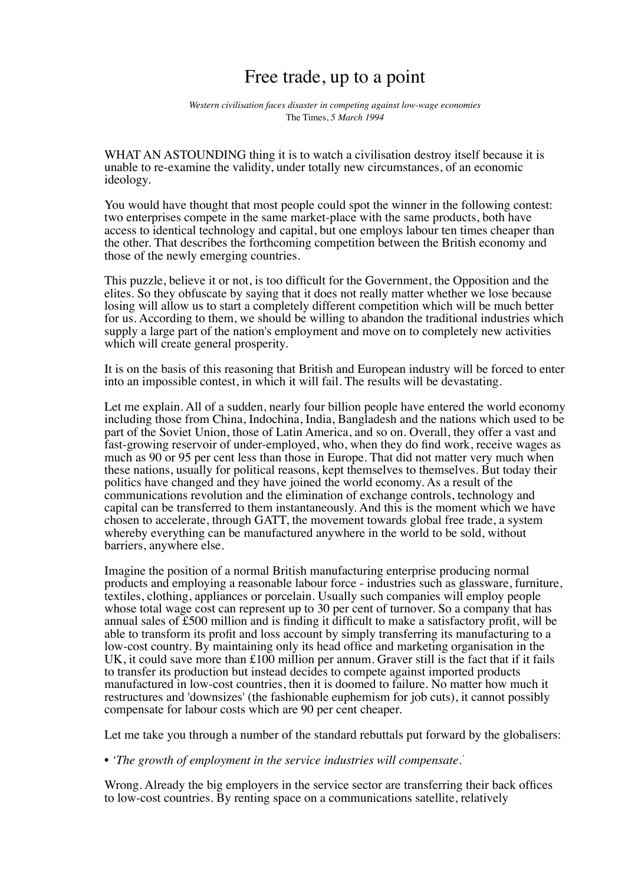# Free trade, up to a point

*Western civilisation faces disaster in competing against low-wage economies*
The Times, *5 March 1994*

WHAT AN ASTOUNDING thing it is to watch a civilisation destroy itself because it is unable to re-examine the validity, under totally new circumstances, of an economic ideology.

You would have thought that most people could spot the winner in the following contest: two enterprises compete in the same market-place with the same products, both have access to identical technology and capital, but one employs labour ten times cheaper than the other. That describes the forthcoming competition between the British economy and those of the newly emerging countries.

This puzzle, believe it or not, is too difficult for the Government, the Opposition and the elites. So they obfuscate by saying that it does not really matter whether we lose because losing will allow us to start a completely different competition which will be much better for us. According to them, we should be willing to abandon the traditional industries which supply a large part of the nation's employment and move on to completely new activities which will create general prosperity.

It is on the basis of this reasoning that British and European industry will be forced to enter into an impossible contest, in which it will fail. The results will be devastating.

Let me explain. All of a sudden, nearly four billion people have entered the world economy including those from China, Indochina, India, Bangladesh and the nations which used to be part of the Soviet Union, those of Latin America, and so on. Overall, they offer a vast and fast-growing reservoir of under-employed, who, when they do find work, receive wages as much as 90 or 95 per cent less than those in Europe. That did not matter very much when these nations, usually for political reasons, kept themselves to themselves. But today their politics have changed and they have joined the world economy. As a result of the communications revolution and the elimination of exchange controls, technology and capital can be transferred to them instantaneously. And this is the moment which we have chosen to accelerate, through GATT, the movement towards global free trade, a system whereby everything can be manufactured anywhere in the world to be sold, without barriers, anywhere else.

Imagine the position of a normal British manufacturing enterprise producing normal products and employing a reasonable labour force - industries such as glassware, furniture, textiles, clothing, appliances or porcelain. Usually such companies will employ people whose total wage cost can represent up to 30 per cent of turnover. So a company that has annual sales of £500 million and is finding it difficult to make a satisfactory profit, will be able to transform its profit and loss account by simply transferring its manufacturing to a low-cost country. By maintaining only its head office and marketing organisation in the UK, it could save more than £100 million per annum. Graver still is the fact that if it fails to transfer its production but instead decides to compete against imported products manufactured in low-cost countries, then it is doomed to failure. No matter how much it restructures and 'downsizes' (the fashionable euphemism for job cuts), it cannot possibly compensate for labour costs which are 90 per cent cheaper.

Let me take you through a number of the standard rebuttals put forward by the globalisers:

- *'The growth of employment in the service industries will compensate.'*

Wrong. Already the big employers in the service sector are transferring their back offices to low-cost countries. By renting space on a communications satellite, relatively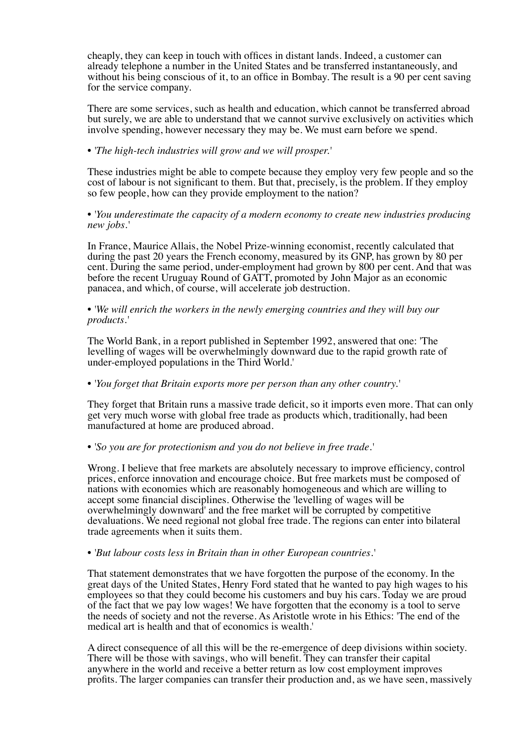cheaply, they can keep in touch with offices in distant lands. Indeed, a customer can already telephone a number in the United States and be transferred instantaneously, and without his being conscious of it, to an office in Bombay. The result is a 90 per cent saving for the service company.

There are some services, such as health and education, which cannot be transferred abroad but surely, we are able to understand that we cannot survive exclusively on activities which involve spending, however necessary they may be. We must earn before we spend.

• '*The high-tech industries will grow and we will prosper.*'

These industries might be able to compete because they employ very few people and so the cost of labour is not significant to them. But that, precisely, is the problem. If they employ so few people, how can they provide employment to the nation?

• '*You underestimate the capacity of a modern economy to create new industries producing new jobs.*'

In France, Maurice Allais, the Nobel Prize-winning economist, recently calculated that during the past 20 years the French economy, measured by its GNP, has grown by 80 per cent. During the same period, under-employment had grown by 800 per cent. And that was before the recent Uruguay Round of GATT, promoted by John Major as an economic panacea, and which, of course, will accelerate job destruction.

• '*We will enrich the workers in the newly emerging countries and they will buy our products.*'

The World Bank, in a report published in September 1992, answered that one: 'The levelling of wages will be overwhelmingly downward due to the rapid growth rate of under-employed populations in the Third World.'

• '*You forget that Britain exports more per person than any other country.*'

They forget that Britain runs a massive trade deficit, so it imports even more. That can only get very much worse with global free trade as products which, traditionally, had been manufactured at home are produced abroad.

• '*So you are for protectionism and you do not believe in free trade.*'

Wrong. I believe that free markets are absolutely necessary to improve efficiency, control prices, enforce innovation and encourage choice. But free markets must be composed of nations with economies which are reasonably homogeneous and which are willing to accept some financial disciplines. Otherwise the 'levelling of wages will be overwhelmingly downward' and the free market will be corrupted by competitive devaluations. We need regional not global free trade. The regions can enter into bilateral trade agreements when it suits them.

• '*But labour costs less in Britain than in other European countries.*'

That statement demonstrates that we have forgotten the purpose of the economy. In the great days of the United States, Henry Ford stated that he wanted to pay high wages to his employees so that they could become his customers and buy his cars. Today we are proud of the fact that we pay low wages! We have forgotten that the economy is a tool to serve the needs of society and not the reverse. As Aristotle wrote in his Ethics: 'The end of the medical art is health and that of economics is wealth.'

A direct consequence of all this will be the re-emergence of deep divisions within society. There will be those with savings, who will benefit. They can transfer their capital anywhere in the world and receive a better return as low cost employment improves profits. The larger companies can transfer their production and, as we have seen, massively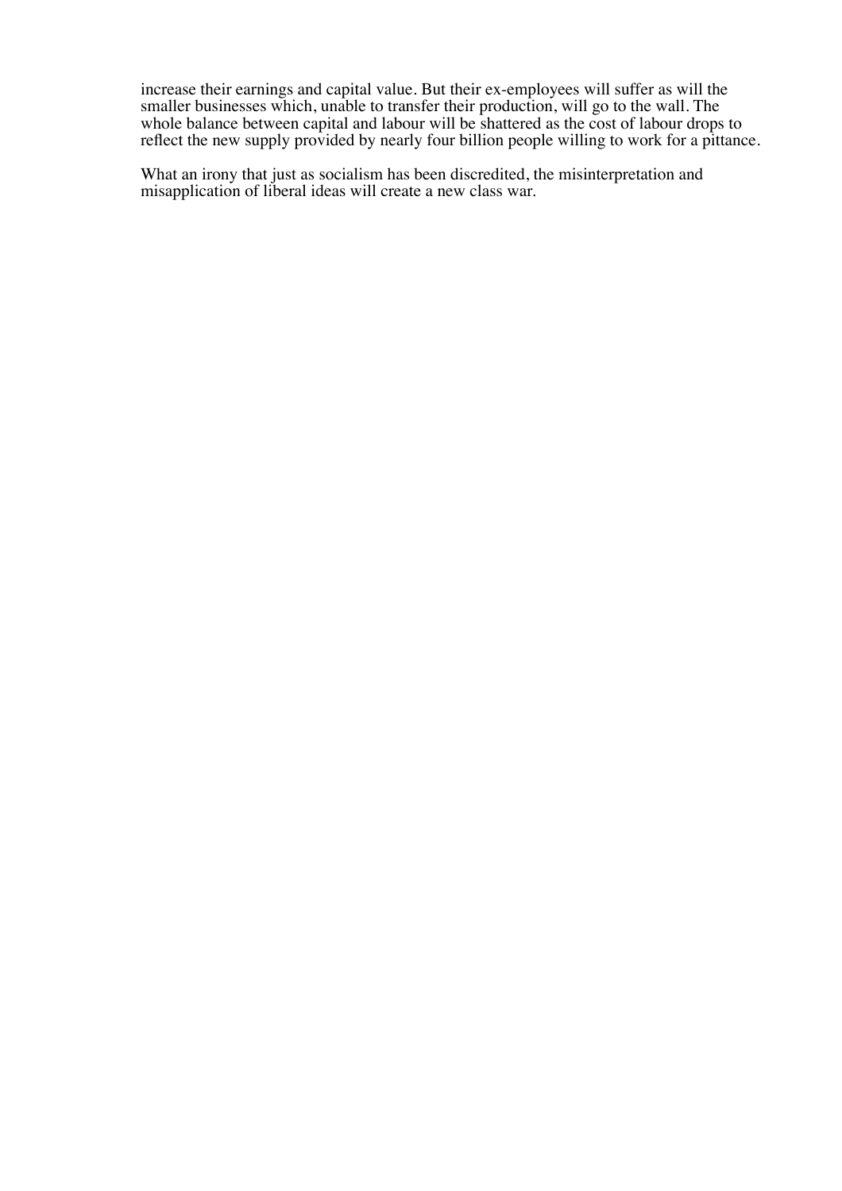increase their earnings and capital value. But their ex-employees will suffer as will the smaller businesses which, unable to transfer their production, will go to the wall. The whole balance between capital and labour will be shattered as the cost of labour drops to reflect the new supply provided by nearly four billion people willing to work for a pittance.

What an irony that just as socialism has been discredited, the misinterpretation and misapplication of liberal ideas will create a new class war.